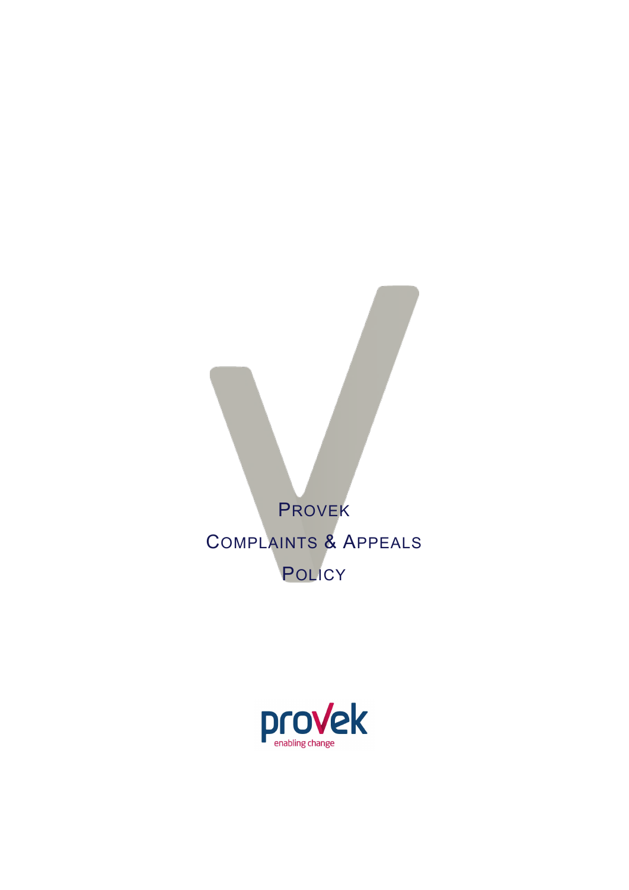# PROVEK COMPLAINTS & APPEALS POLICY

provek

enabling change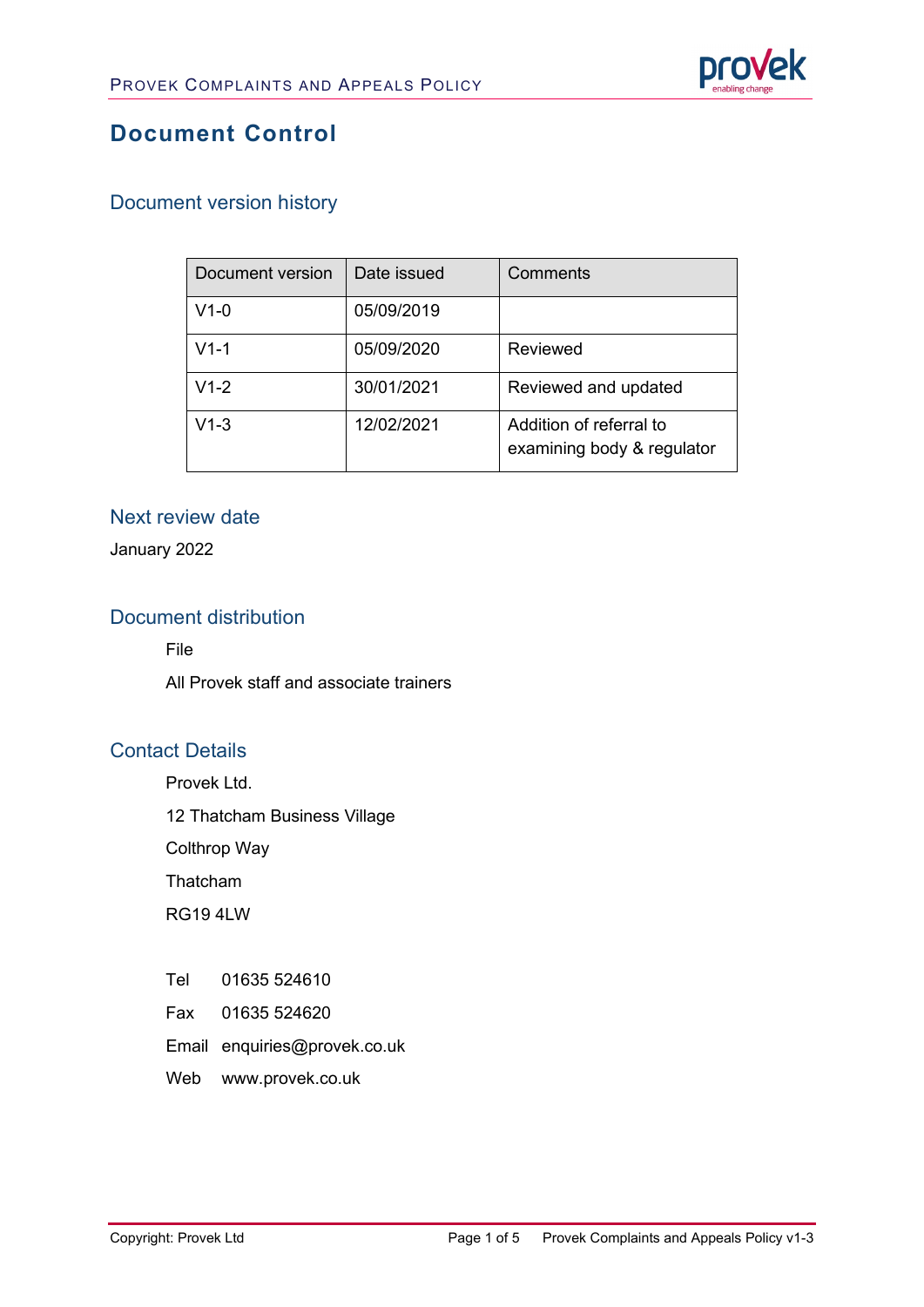# Document Control

## Document version history

| Document version | Date issued | Comments |
|---|---|---|
| V1-0 | 05/09/2019 | |
| V1-1 | 05/09/2020 | Reviewed |
| V1-2 | 30/01/2021 | Reviewed and updated |
| V1-3 | 12/02/2021 | Addition of referral to examining body & regulator |

## Next review date

January 2022

## Document distribution

File

All Provek staff and associate trainers

## Contact Details

Provek Ltd.

12 Thatcham Business Village

Colthrop Way

Thatcham

RG19 4LW

Tel 01635 524610

Fax 01635 524620

Email enquiries@provek.co.uk

Web www.provek.co.uk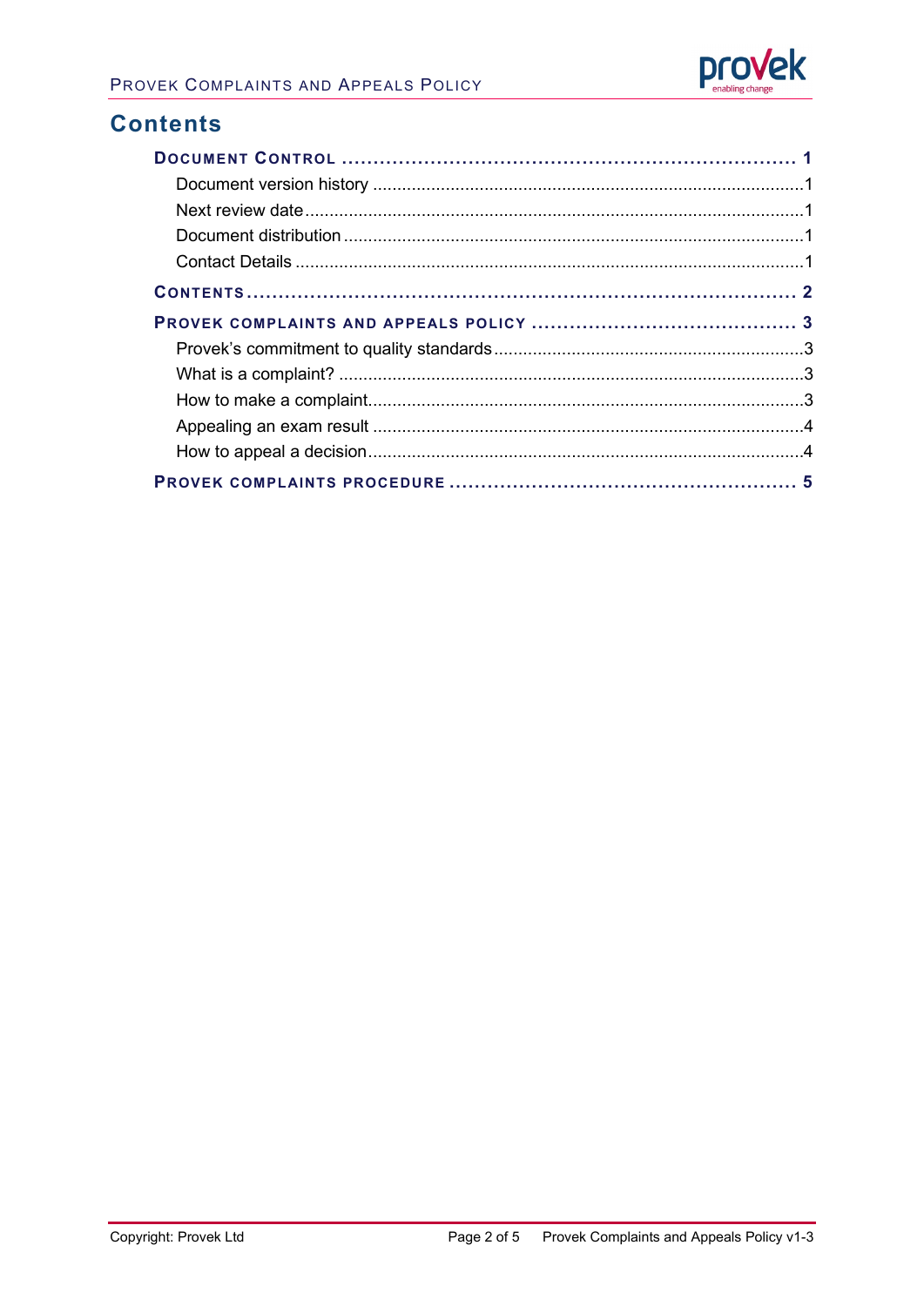# Contents

**DOCUMENT CONTROL** ........................................................ 1

- Document version history ........................................................ 1
- Next review date ........................................................ 1
- Document distribution ........................................................ 1
- Contact Details ........................................................ 1

**CONTENTS** ........................................................ 2

**PROVEK COMPLAINTS AND APPEALS POLICY** ........................................................ 3

- Provek's commitment to quality standards ........................................................ 3
- What is a complaint? ........................................................ 3
- How to make a complaint ........................................................ 3
- Appealing an exam result ........................................................ 4
- How to appeal a decision ........................................................ 4

**PROVEK COMPLAINTS PROCEDURE** ........................................................ 5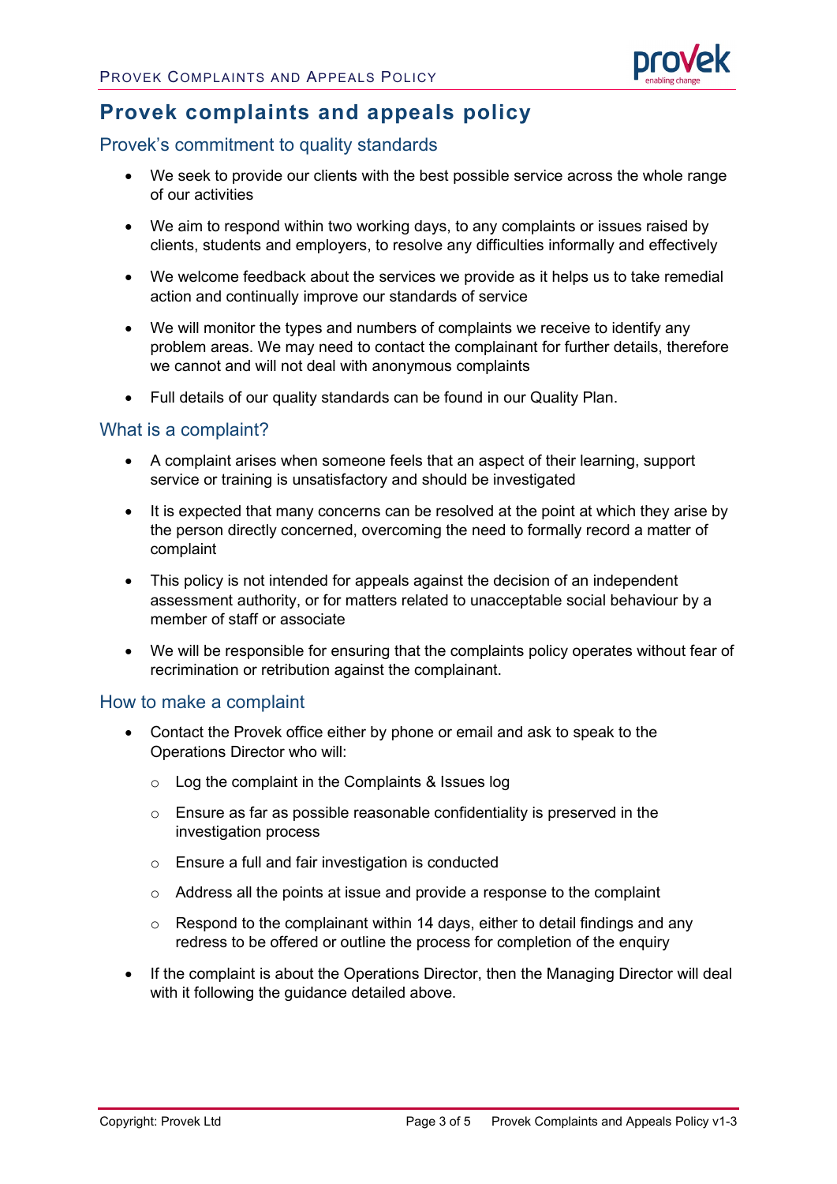# Provek complaints and appeals policy

## Provek's commitment to quality standards

- We seek to provide our clients with the best possible service across the whole range of our activities
- We aim to respond within two working days, to any complaints or issues raised by clients, students and employers, to resolve any difficulties informally and effectively
- We welcome feedback about the services we provide as it helps us to take remedial action and continually improve our standards of service
- We will monitor the types and numbers of complaints we receive to identify any problem areas. We may need to contact the complainant for further details, therefore we cannot and will not deal with anonymous complaints
- Full details of our quality standards can be found in our Quality Plan.

## What is a complaint?

- A complaint arises when someone feels that an aspect of their learning, support service or training is unsatisfactory and should be investigated
- It is expected that many concerns can be resolved at the point at which they arise by the person directly concerned, overcoming the need to formally record a matter of complaint
- This policy is not intended for appeals against the decision of an independent assessment authority, or for matters related to unacceptable social behaviour by a member of staff or associate
- We will be responsible for ensuring that the complaints policy operates without fear of recrimination or retribution against the complainant.

## How to make a complaint

- Contact the Provek office either by phone or email and ask to speak to the Operations Director who will:
    - Log the complaint in the Complaints & Issues log
    - Ensure as far as possible reasonable confidentiality is preserved in the investigation process
    - Ensure a full and fair investigation is conducted
    - Address all the points at issue and provide a response to the complaint
    - Respond to the complainant within 14 days, either to detail findings and any redress to be offered or outline the process for completion of the enquiry
- If the complaint is about the Operations Director, then the Managing Director will deal with it following the guidance detailed above.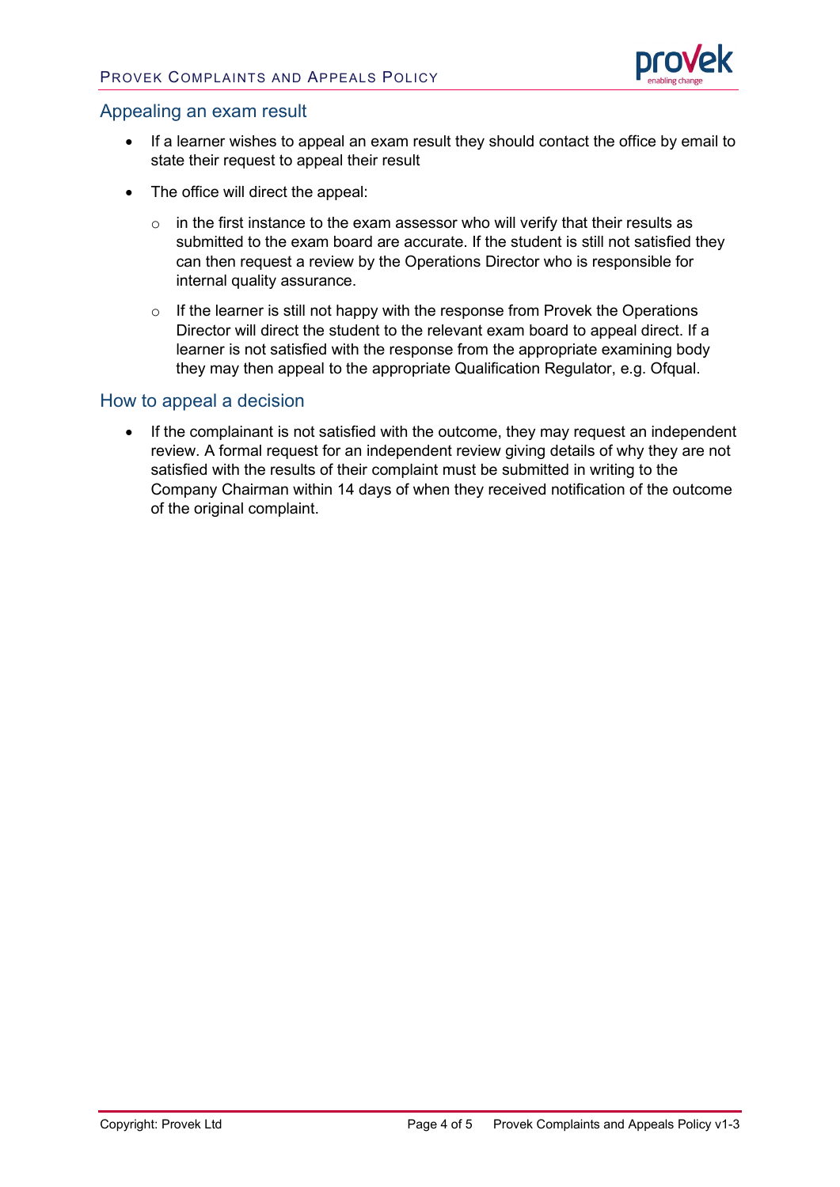## Appealing an exam result

- If a learner wishes to appeal an exam result they should contact the office by email to state their request to appeal their result
- The office will direct the appeal:
  - in the first instance to the exam assessor who will verify that their results as submitted to the exam board are accurate. If the student is still not satisfied they can then request a review by the Operations Director who is responsible for internal quality assurance.
  - If the learner is still not happy with the response from Provek the Operations Director will direct the student to the relevant exam board to appeal direct. If a learner is not satisfied with the response from the appropriate examining body they may then appeal to the appropriate Qualification Regulator, e.g. Ofqual.

## How to appeal a decision

- If the complainant is not satisfied with the outcome, they may request an independent review. A formal request for an independent review giving details of why they are not satisfied with the results of their complaint must be submitted in writing to the Company Chairman within 14 days of when they received notification of the outcome of the original complaint.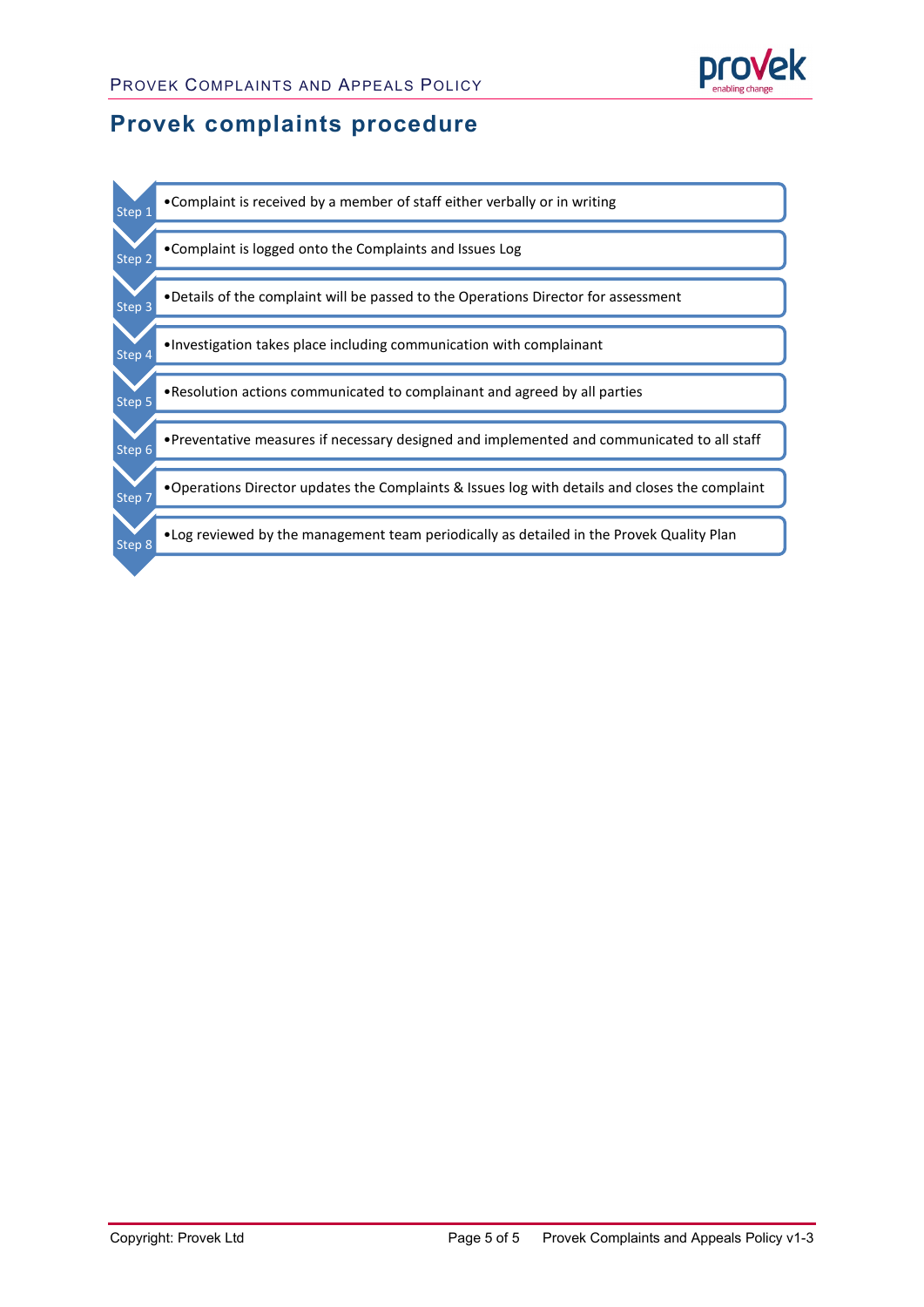## Provek complaints procedure

- **Step 1** – Complaint is received by a member of staff either verbally or in writing
- **Step 2** – Complaint is logged onto the Complaints and Issues Log
- **Step 3** – Details of the complaint will be passed to the Operations Director for assessment
- **Step 4** – Investigation takes place including communication with complainant
- **Step 5** – Resolution actions communicated to complainant and agreed by all parties
- **Step 6** – Preventative measures if necessary designed and implemented and communicated to all staff
- **Step 7** – Operations Director updates the Complaints & Issues log with details and closes the complaint
- **Step 8** – Log reviewed by the management team periodically as detailed in the Provek Quality Plan